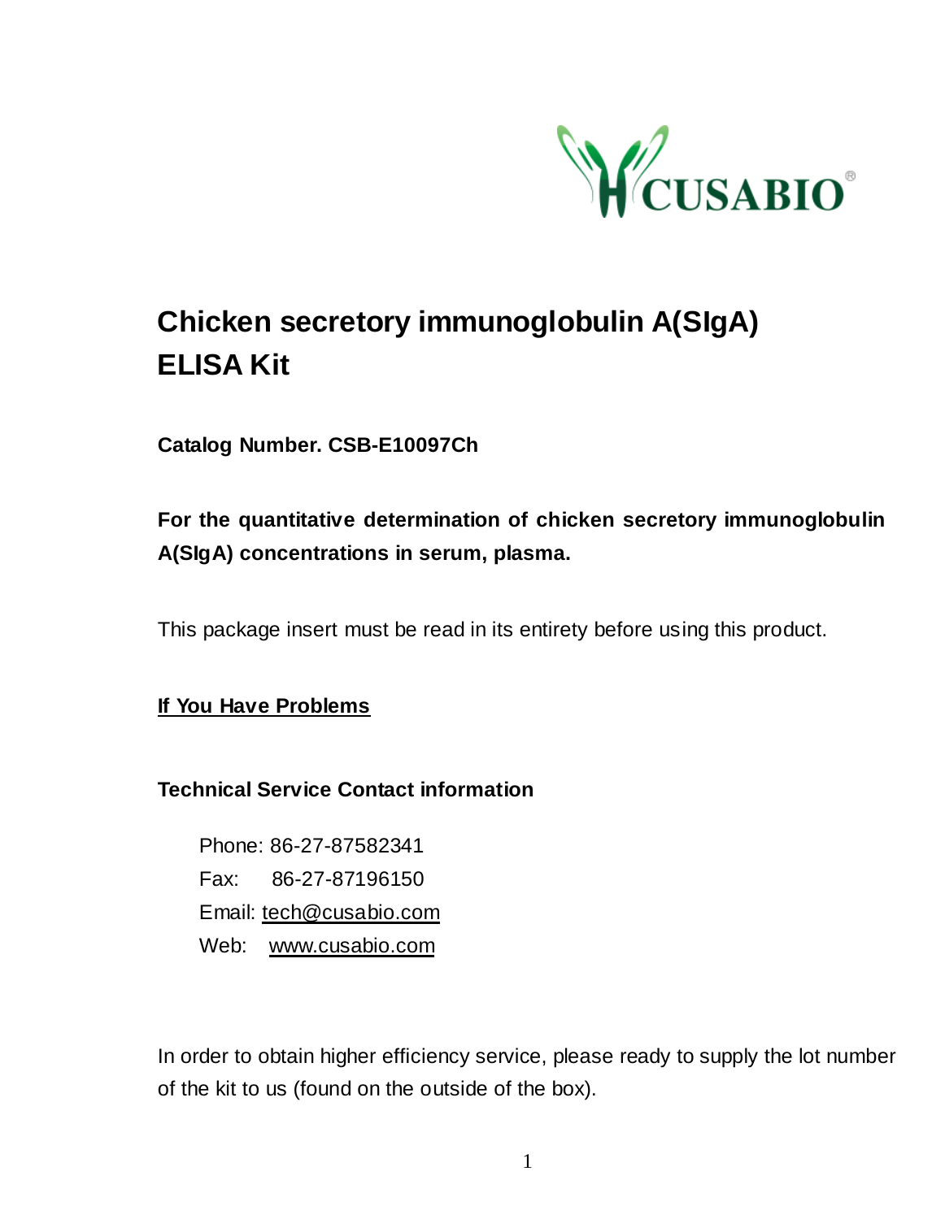# Chicken secretory immunoglobulin A(SIgA) ELISA Kit

**Catalog Number. CSB-E10097Ch**

**For the quantitative determination of chicken secretory immunoglobulin A(SIgA) concentrations in serum, plasma.**

This package insert must be read in its entirety before using this product.

**<u>If You Have Problems</u>**

**Technical Service Contact information**

Phone: 86-27-87582341

Fax: 86-27-87196150

Email: tech@cusabio.com

Web: www.cusabio.com

In order to obtain higher efficiency service, please ready to supply the lot number of the kit to us (found on the outside of the box).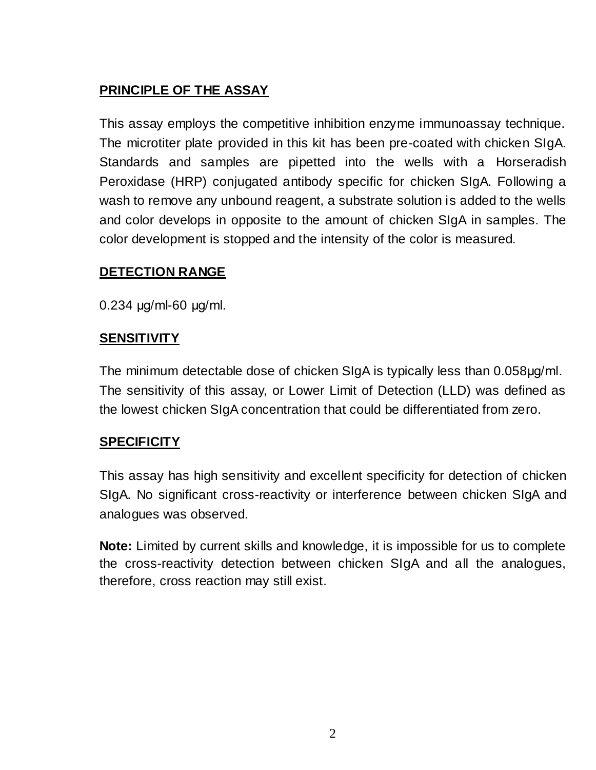## PRINCIPLE OF THE ASSAY

This assay employs the competitive inhibition enzyme immunoassay technique. The microtiter plate provided in this kit has been pre-coated with chicken SIgA. Standards and samples are pipetted into the wells with a Horseradish Peroxidase (HRP) conjugated antibody specific for chicken SIgA. Following a wash to remove any unbound reagent, a substrate solution is added to the wells and color develops in opposite to the amount of chicken SIgA in samples. The color development is stopped and the intensity of the color is measured.

## DETECTION RANGE

0.234 μg/ml-60 μg/ml.

## SENSITIVITY

The minimum detectable dose of chicken SIgA is typically less than 0.058μg/ml. The sensitivity of this assay, or Lower Limit of Detection (LLD) was defined as the lowest chicken SIgA concentration that could be differentiated from zero.

## SPECIFICITY

This assay has high sensitivity and excellent specificity for detection of chicken SIgA. No significant cross-reactivity or interference between chicken SIgA and analogues was observed.

**Note:** Limited by current skills and knowledge, it is impossible for us to complete the cross-reactivity detection between chicken SIgA and all the analogues, therefore, cross reaction may still exist.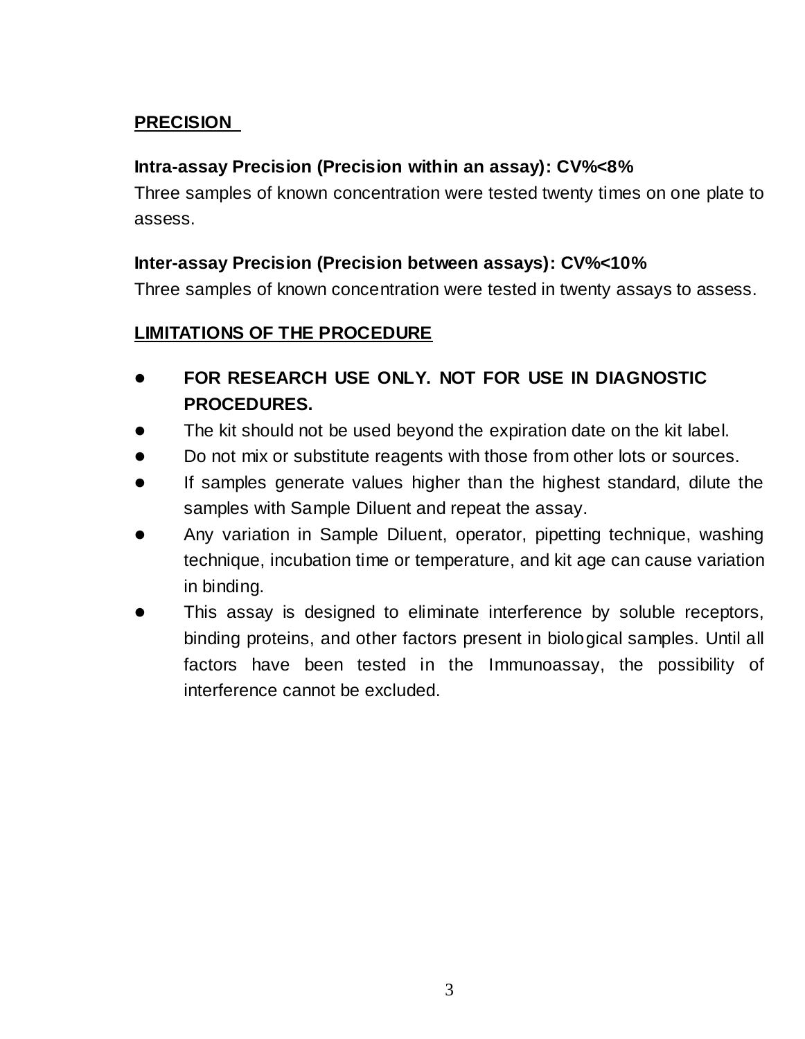## PRECISION

**Intra-assay Precision (Precision within an assay): CV%<8%**

Three samples of known concentration were tested twenty times on one plate to assess.

**Inter-assay Precision (Precision between assays): CV%<10%**

Three samples of known concentration were tested in twenty assays to assess.

## LIMITATIONS OF THE PROCEDURE

- **FOR RESEARCH USE ONLY. NOT FOR USE IN DIAGNOSTIC PROCEDURES.**
- The kit should not be used beyond the expiration date on the kit label.
- Do not mix or substitute reagents with those from other lots or sources.
- If samples generate values higher than the highest standard, dilute the samples with Sample Diluent and repeat the assay.
- Any variation in Sample Diluent, operator, pipetting technique, washing technique, incubation time or temperature, and kit age can cause variation in binding.
- This assay is designed to eliminate interference by soluble receptors, binding proteins, and other factors present in biological samples. Until all factors have been tested in the Immunoassay, the possibility of interference cannot be excluded.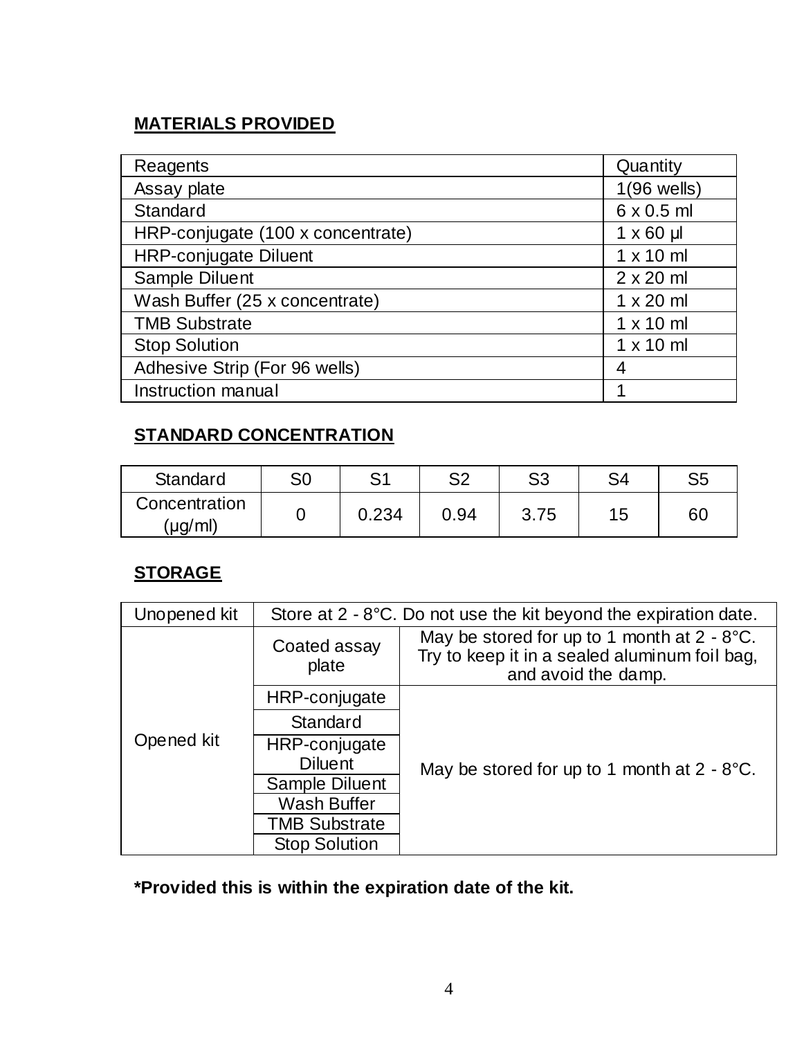## MATERIALS PROVIDED

| Reagents | Quantity |
|---|---|
| Assay plate | 1(96 wells) |
| Standard | 6 x 0.5 ml |
| HRP-conjugate (100 x concentrate) | 1 x 60 µl |
| HRP-conjugate Diluent | 1 x 10 ml |
| Sample Diluent | 2 x 20 ml |
| Wash Buffer (25 x concentrate) | 1 x 20 ml |
| TMB Substrate | 1 x 10 ml |
| Stop Solution | 1 x 10 ml |
| Adhesive Strip (For 96 wells) | 4 |
| Instruction manual | 1 |

## STANDARD CONCENTRATION

| Standard | S0 | S1 | S2 | S3 | S4 | S5 |
|---|---|---|---|---|---|---|
| Concentration (µg/ml) | 0 | 0.234 | 0.94 | 3.75 | 15 | 60 |

## STORAGE

| Unopened kit | Store at 2 - 8°C. Do not use the kit beyond the expiration date. | |
|---|---|---|
| Opened kit | Coated assay plate | May be stored for up to 1 month at 2 - 8°C. Try to keep it in a sealed aluminum foil bag, and avoid the damp. |
| | HRP-conjugate | May be stored for up to 1 month at 2 - 8°C. |
| | Standard | |
| | HRP-conjugate Diluent | |
| | Sample Diluent | |
| | Wash Buffer | |
| | TMB Substrate | |
| | Stop Solution | |

**\*Provided this is within the expiration date of the kit.**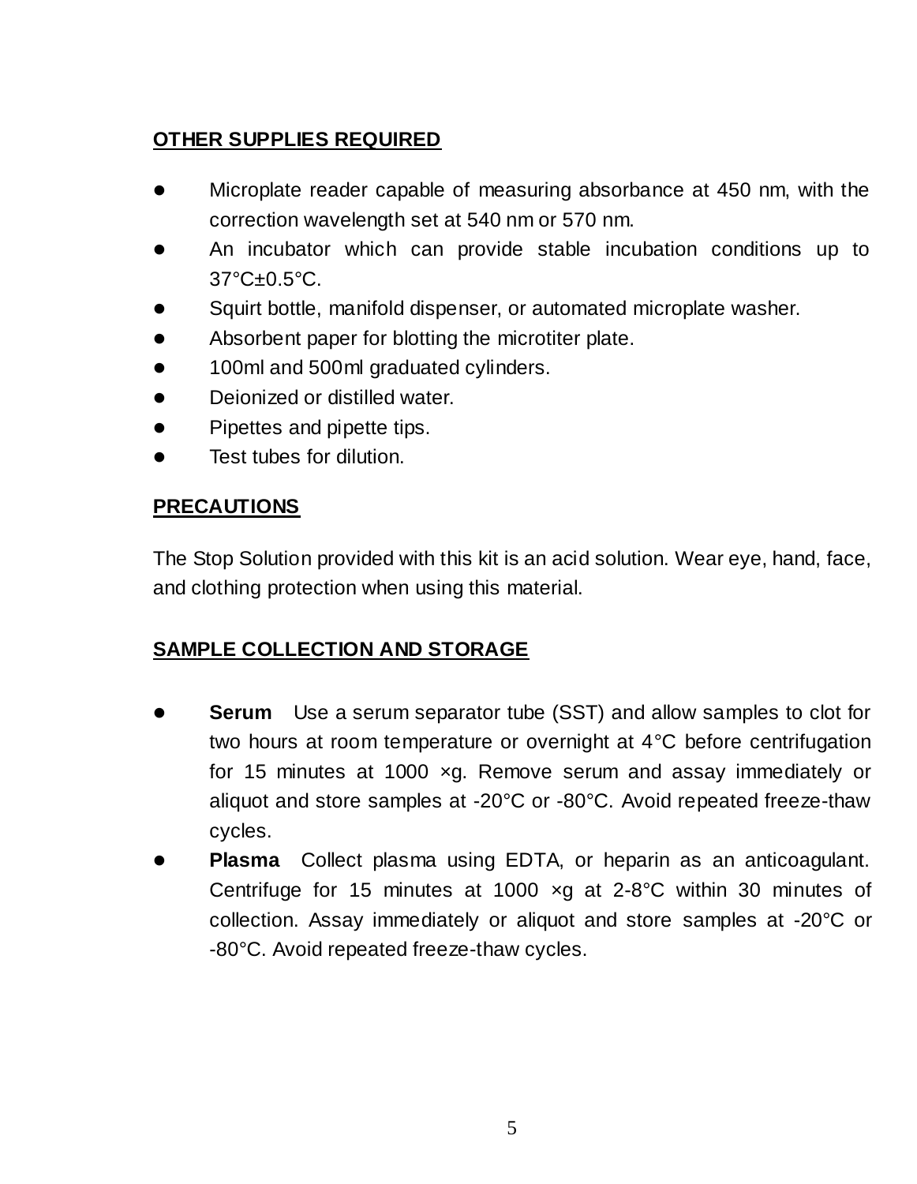## OTHER SUPPLIES REQUIRED

- Microplate reader capable of measuring absorbance at 450 nm, with the correction wavelength set at 540 nm or 570 nm.
- An incubator which can provide stable incubation conditions up to 37°C±0.5°C.
- Squirt bottle, manifold dispenser, or automated microplate washer.
- Absorbent paper for blotting the microtiter plate.
- 100ml and 500ml graduated cylinders.
- Deionized or distilled water.
- Pipettes and pipette tips.
- Test tubes for dilution.

## PRECAUTIONS

The Stop Solution provided with this kit is an acid solution. Wear eye, hand, face, and clothing protection when using this material.

## SAMPLE COLLECTION AND STORAGE

- **Serum** Use a serum separator tube (SST) and allow samples to clot for two hours at room temperature or overnight at 4°C before centrifugation for 15 minutes at 1000 ×g. Remove serum and assay immediately or aliquot and store samples at -20°C or -80°C. Avoid repeated freeze-thaw cycles.
- **Plasma** Collect plasma using EDTA, or heparin as an anticoagulant. Centrifuge for 15 minutes at 1000 ×g at 2-8°C within 30 minutes of collection. Assay immediately or aliquot and store samples at -20°C or -80°C. Avoid repeated freeze-thaw cycles.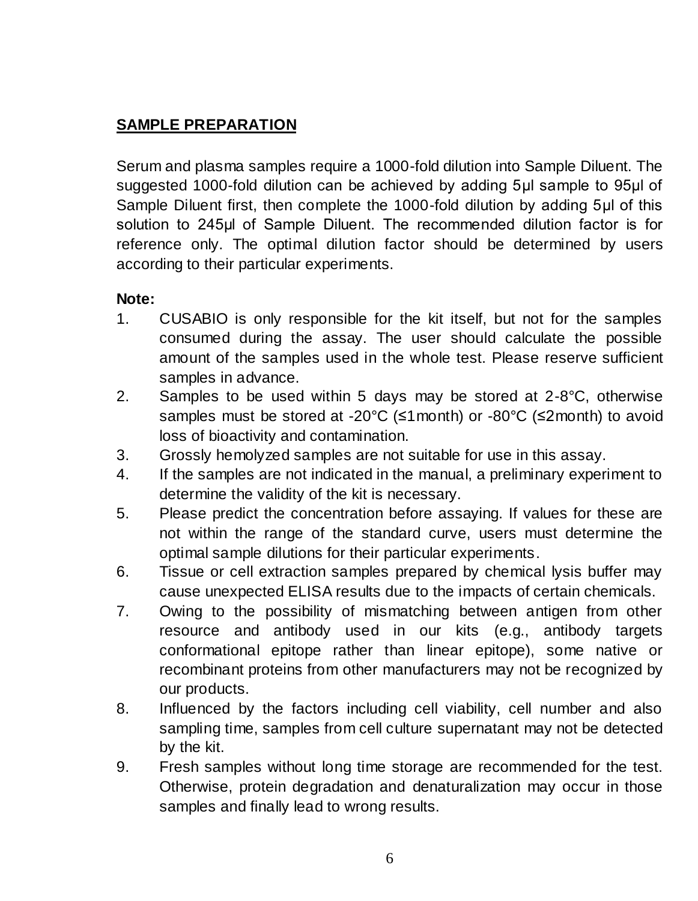## SAMPLE PREPARATION

Serum and plasma samples require a 1000-fold dilution into Sample Diluent. The suggested 1000-fold dilution can be achieved by adding 5µl sample to 95µl of Sample Diluent first, then complete the 1000-fold dilution by adding 5µl of this solution to 245µl of Sample Diluent. The recommended dilution factor is for reference only. The optimal dilution factor should be determined by users according to their particular experiments.

**Note:**

1. CUSABIO is only responsible for the kit itself, but not for the samples consumed during the assay. The user should calculate the possible amount of the samples used in the whole test. Please reserve sufficient samples in advance.
2. Samples to be used within 5 days may be stored at 2-8°C, otherwise samples must be stored at -20°C (≤1month) or -80°C (≤2month) to avoid loss of bioactivity and contamination.
3. Grossly hemolyzed samples are not suitable for use in this assay.
4. If the samples are not indicated in the manual, a preliminary experiment to determine the validity of the kit is necessary.
5. Please predict the concentration before assaying. If values for these are not within the range of the standard curve, users must determine the optimal sample dilutions for their particular experiments.
6. Tissue or cell extraction samples prepared by chemical lysis buffer may cause unexpected ELISA results due to the impacts of certain chemicals.
7. Owing to the possibility of mismatching between antigen from other resource and antibody used in our kits (e.g., antibody targets conformational epitope rather than linear epitope), some native or recombinant proteins from other manufacturers may not be recognized by our products.
8. Influenced by the factors including cell viability, cell number and also sampling time, samples from cell culture supernatant may not be detected by the kit.
9. Fresh samples without long time storage are recommended for the test. Otherwise, protein degradation and denaturalization may occur in those samples and finally lead to wrong results.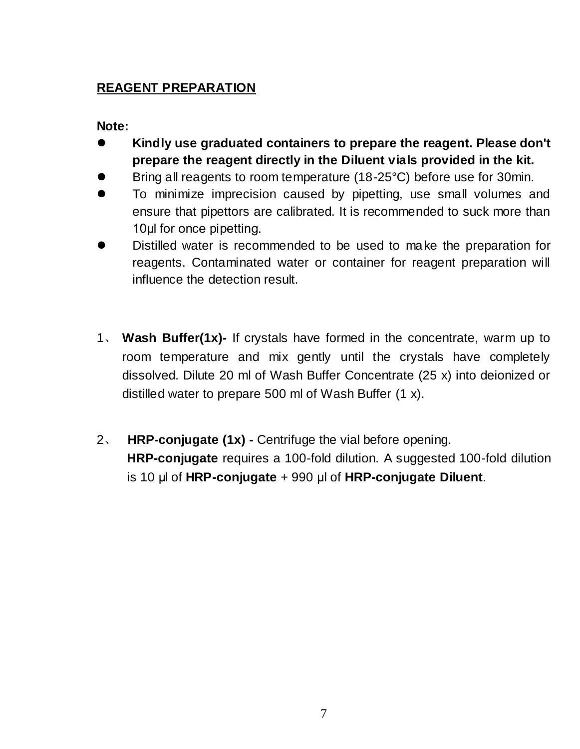## REAGENT PREPARATION

**Note:**

- **Kindly use graduated containers to prepare the reagent. Please don't prepare the reagent directly in the Diluent vials provided in the kit.**
- Bring all reagents to room temperature (18-25°C) before use for 30min.
- To minimize imprecision caused by pipetting, use small volumes and ensure that pipettors are calibrated. It is recommended to suck more than 10μl for once pipetting.
- Distilled water is recommended to be used to make the preparation for reagents. Contaminated water or container for reagent preparation will influence the detection result.

1、 **Wash Buffer(1x)-** If crystals have formed in the concentrate, warm up to room temperature and mix gently until the crystals have completely dissolved. Dilute 20 ml of Wash Buffer Concentrate (25 x) into deionized or distilled water to prepare 500 ml of Wash Buffer (1 x).

2、 **HRP-conjugate (1x) -** Centrifuge the vial before opening.
**HRP-conjugate** requires a 100-fold dilution. A suggested 100-fold dilution is 10 μl of **HRP-conjugate** + 990 μl of **HRP-conjugate Diluent**.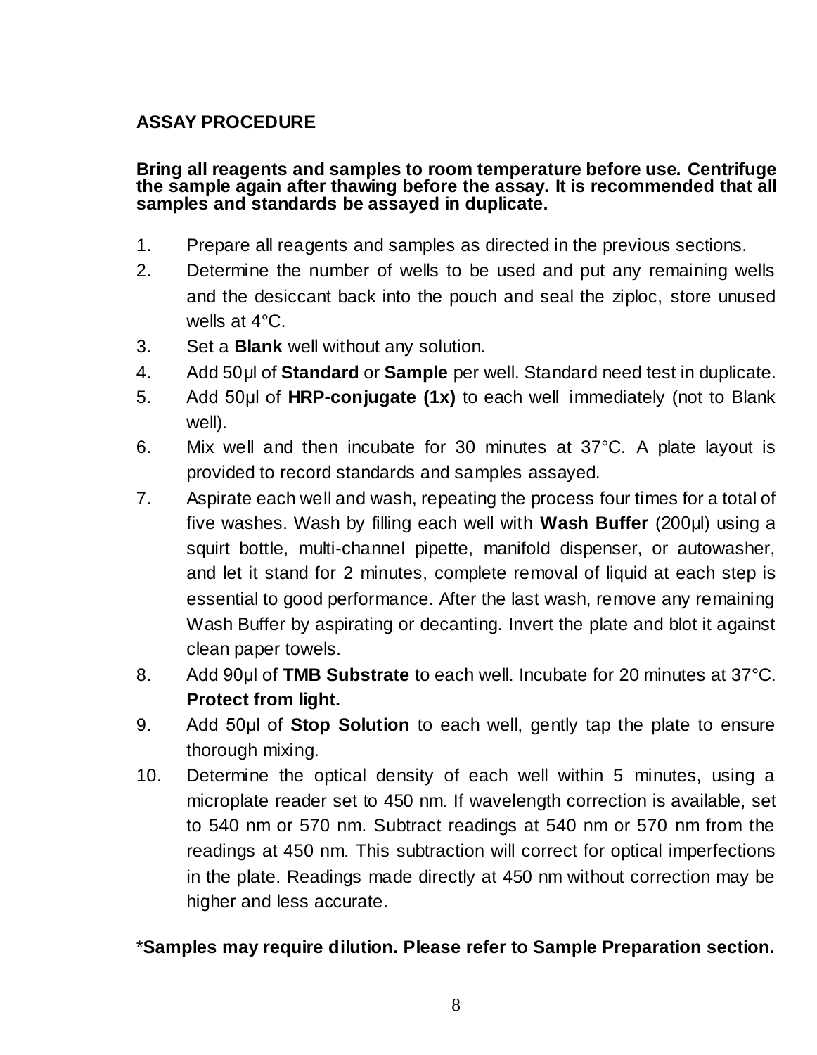## ASSAY PROCEDURE

**Bring all reagents and samples to room temperature before use. Centrifuge the sample again after thawing before the assay. It is recommended that all samples and standards be assayed in duplicate.**

1. Prepare all reagents and samples as directed in the previous sections.
2. Determine the number of wells to be used and put any remaining wells and the desiccant back into the pouch and seal the ziploc, store unused wells at 4°C.
3. Set a **Blank** well without any solution.
4. Add 50µl of **Standard** or **Sample** per well. Standard need test in duplicate.
5. Add 50µl of **HRP-conjugate (1x)** to each well immediately (not to Blank well).
6. Mix well and then incubate for 30 minutes at 37°C. A plate layout is provided to record standards and samples assayed.
7. Aspirate each well and wash, repeating the process four times for a total of five washes. Wash by filling each well with **Wash Buffer** (200µl) using a squirt bottle, multi-channel pipette, manifold dispenser, or autowasher, and let it stand for 2 minutes, complete removal of liquid at each step is essential to good performance. After the last wash, remove any remaining Wash Buffer by aspirating or decanting. Invert the plate and blot it against clean paper towels.
8. Add 90µl of **TMB Substrate** to each well. Incubate for 20 minutes at 37°C. **Protect from light.**
9. Add 50µl of **Stop Solution** to each well, gently tap the plate to ensure thorough mixing.
10. Determine the optical density of each well within 5 minutes, using a microplate reader set to 450 nm. If wavelength correction is available, set to 540 nm or 570 nm. Subtract readings at 540 nm or 570 nm from the readings at 450 nm. This subtraction will correct for optical imperfections in the plate. Readings made directly at 450 nm without correction may be higher and less accurate.

***Samples may require dilution. Please refer to Sample Preparation section.**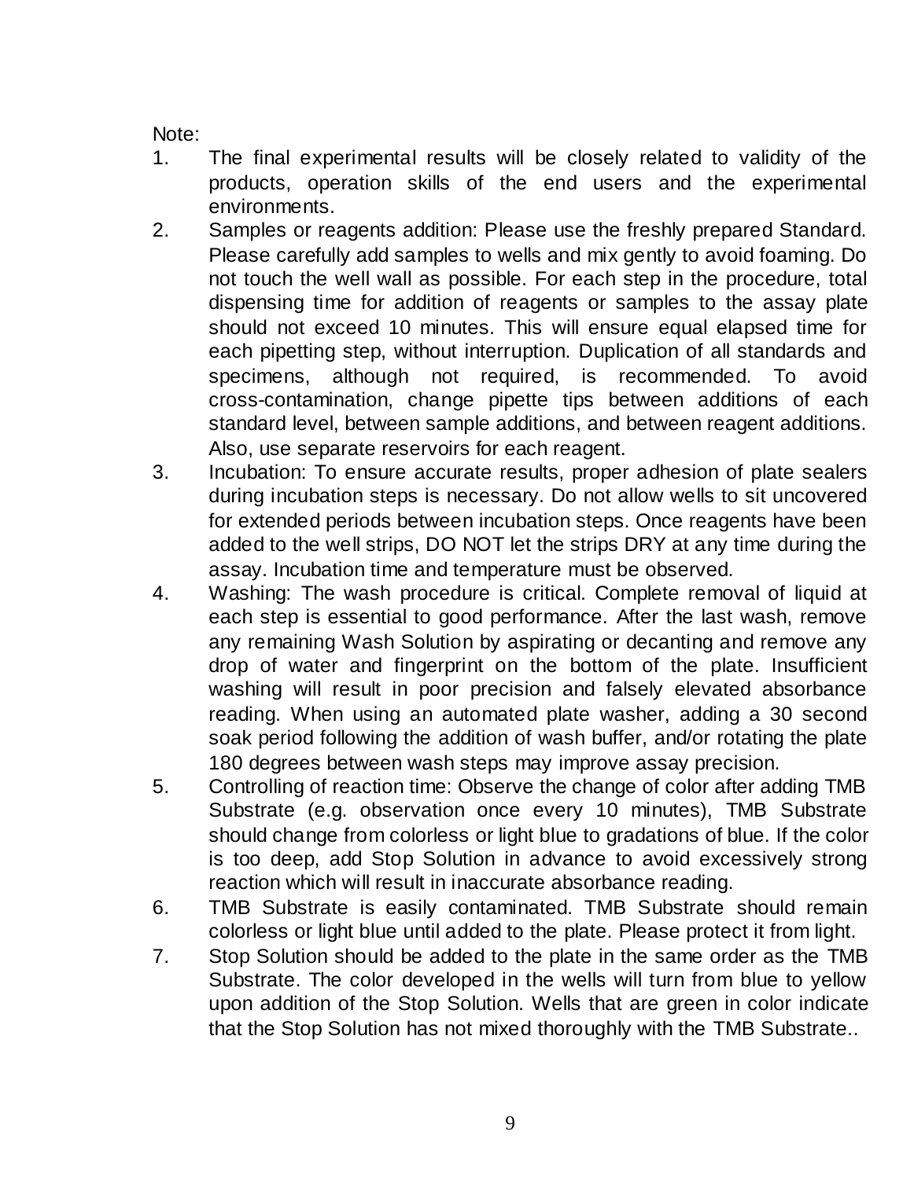Note:

1. The final experimental results will be closely related to validity of the products, operation skills of the end users and the experimental environments.
2. Samples or reagents addition: Please use the freshly prepared Standard. Please carefully add samples to wells and mix gently to avoid foaming. Do not touch the well wall as possible. For each step in the procedure, total dispensing time for addition of reagents or samples to the assay plate should not exceed 10 minutes. This will ensure equal elapsed time for each pipetting step, without interruption. Duplication of all standards and specimens, although not required, is recommended. To avoid cross-contamination, change pipette tips between additions of each standard level, between sample additions, and between reagent additions. Also, use separate reservoirs for each reagent.
3. Incubation: To ensure accurate results, proper adhesion of plate sealers during incubation steps is necessary. Do not allow wells to sit uncovered for extended periods between incubation steps. Once reagents have been added to the well strips, DO NOT let the strips DRY at any time during the assay. Incubation time and temperature must be observed.
4. Washing: The wash procedure is critical. Complete removal of liquid at each step is essential to good performance. After the last wash, remove any remaining Wash Solution by aspirating or decanting and remove any drop of water and fingerprint on the bottom of the plate. Insufficient washing will result in poor precision and falsely elevated absorbance reading. When using an automated plate washer, adding a 30 second soak period following the addition of wash buffer, and/or rotating the plate 180 degrees between wash steps may improve assay precision.
5. Controlling of reaction time: Observe the change of color after adding TMB Substrate (e.g. observation once every 10 minutes), TMB Substrate should change from colorless or light blue to gradations of blue. If the color is too deep, add Stop Solution in advance to avoid excessively strong reaction which will result in inaccurate absorbance reading.
6. TMB Substrate is easily contaminated. TMB Substrate should remain colorless or light blue until added to the plate. Please protect it from light.
7. Stop Solution should be added to the plate in the same order as the TMB Substrate. The color developed in the wells will turn from blue to yellow upon addition of the Stop Solution. Wells that are green in color indicate that the Stop Solution has not mixed thoroughly with the TMB Substrate..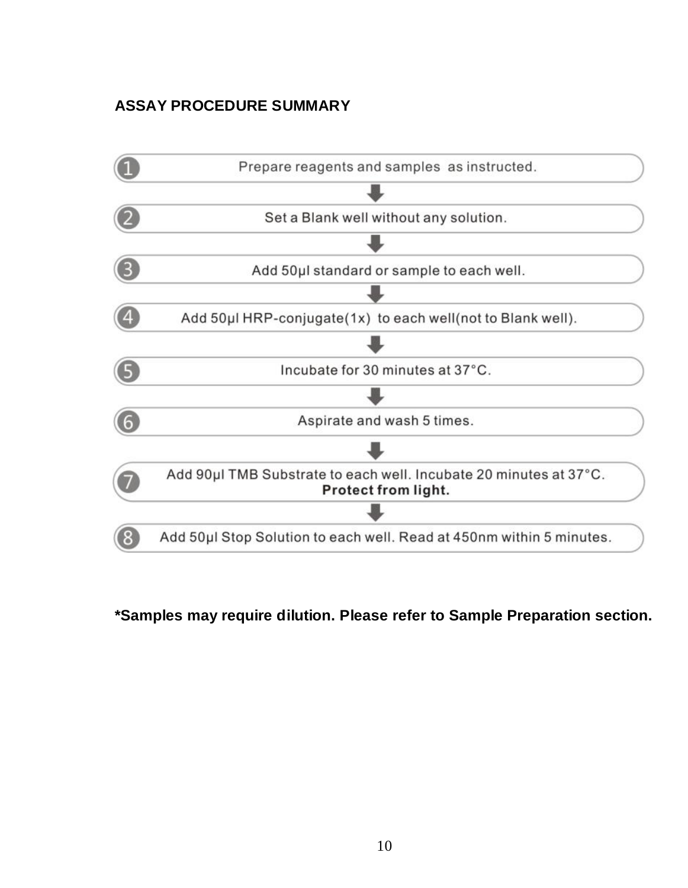## ASSAY PROCEDURE SUMMARY

1. Prepare reagents and samples as instructed.
2. Set a Blank well without any solution.
3. Add 50µl standard or sample to each well.
4. Add 50µl HRP-conjugate(1x) to each well(not to Blank well).
5. Incubate for 30 minutes at 37°C.
6. Aspirate and wash 5 times.
7. Add 90µl TMB Substrate to each well. Incubate 20 minutes at 37°C. **Protect from light.**
8. Add 50µl Stop Solution to each well. Read at 450nm within 5 minutes.

***Samples may require dilution. Please refer to Sample Preparation section.**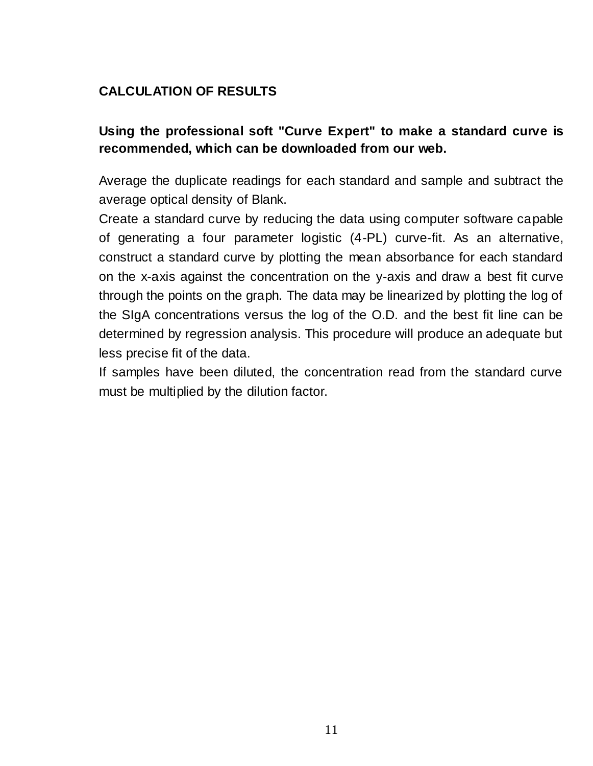## CALCULATION OF RESULTS

**Using the professional soft "Curve Expert" to make a standard curve is recommended, which can be downloaded from our web.**

Average the duplicate readings for each standard and sample and subtract the average optical density of Blank.

Create a standard curve by reducing the data using computer software capable of generating a four parameter logistic (4-PL) curve-fit. As an alternative, construct a standard curve by plotting the mean absorbance for each standard on the x-axis against the concentration on the y-axis and draw a best fit curve through the points on the graph. The data may be linearized by plotting the log of the SIgA concentrations versus the log of the O.D. and the best fit line can be determined by regression analysis. This procedure will produce an adequate but less precise fit of the data.

If samples have been diluted, the concentration read from the standard curve must be multiplied by the dilution factor.